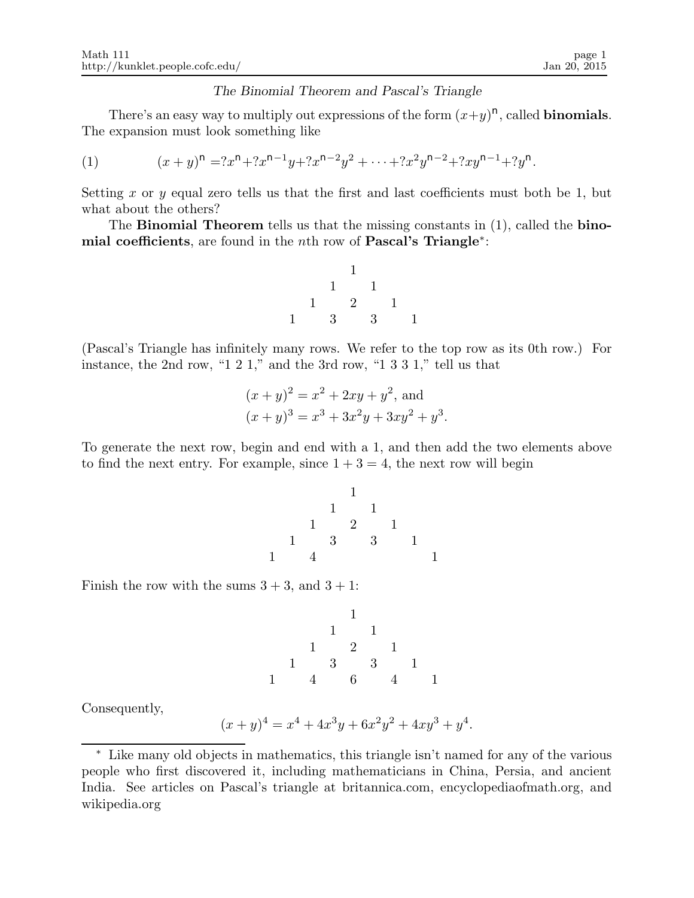*The Binomial Theorem and Pascal's Triangle*

There's an easy way to multiply out expressions of the form $(x+y)^{\mathsf{n}}$, called **binomials**. The expansion must look something like

$$(x+y)^{\mathsf{n}} = ?x^{\mathsf{n}} + ?x^{\mathsf{n}-1}y + ?x^{\mathsf{n}-2}y^2 + \cdots + ?x^2y^{\mathsf{n}-2} + ?xy^{\mathsf{n}-1} + ?y^{\mathsf{n}}. \tag{1}$$

Setting $x$ or $y$ equal zero tells us that the first and last coefficients must both be 1, but what about the others?

The **Binomial Theorem** tells us that the missing constants in (1), called the **binomial coefficients**, are found in the $n$th row of **Pascal's Triangle**\*:

```
      1
    1   1
  1   2   1
1   3   3   1
```

(Pascal's Triangle has infinitely many rows. We refer to the top row as its 0th row.) For instance, the 2nd row, "1 2 1," and the 3rd row, "1 3 3 1," tell us that

$$(x+y)^2 = x^2 + 2xy + y^2, \text{ and}$$
$$(x+y)^3 = x^3 + 3x^2y + 3xy^2 + y^3.$$

To generate the next row, begin and end with a 1, and then add the two elements above to find the next entry. For example, since $1 + 3 = 4$, the next row will begin

```
        1
      1   1
    1   2   1
  1   3   3   1
1   4           1
```

Finish the row with the sums $3 + 3$, and $3 + 1$:

```
        1
      1   1
    1   2   1
  1   3   3   1
1   4   6   4   1
```

Consequently,

$$(x+y)^4 = x^4 + 4x^3y + 6x^2y^2 + 4xy^3 + y^4.$$

---

\* Like many old objects in mathematics, this triangle isn't named for any of the various people who first discovered it, including mathematicians in China, Persia, and ancient India. See articles on Pascal's triangle at britannica.com, encyclopediaofmath.org, and wikipedia.org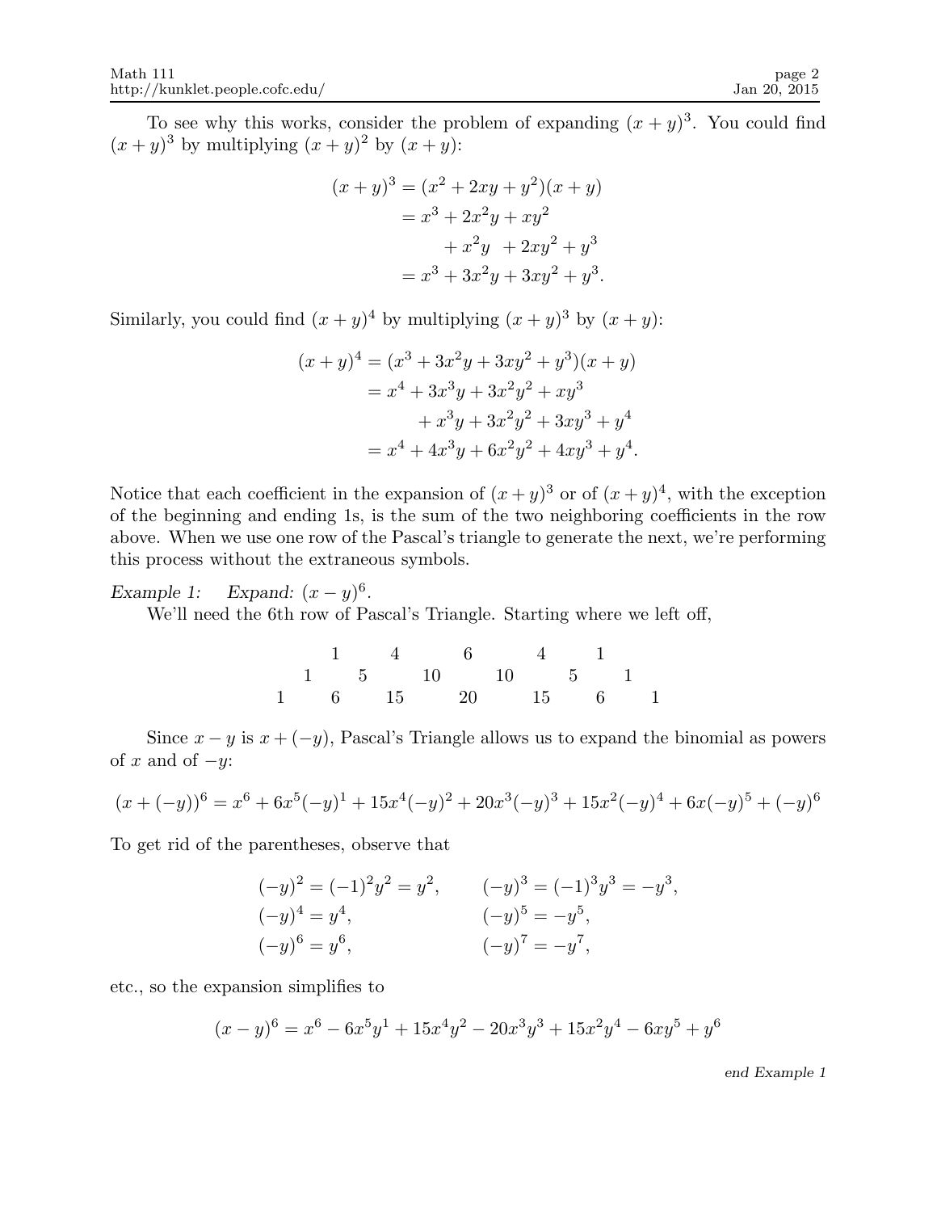To see why this works, consider the problem of expanding $(x+y)^3$. You could find $(x+y)^3$ by multiplying $(x+y)^2$ by $(x+y)$:

$$
\begin{aligned}
(x+y)^3 &= (x^2+2xy+y^2)(x+y) \\
&= x^3 + 2x^2y + xy^2 \\
&\quad\;\; + x^2y \;\; + 2xy^2 + y^3 \\
&= x^3 + 3x^2y + 3xy^2 + y^3.
\end{aligned}
$$

Similarly, you could find $(x+y)^4$ by multiplying $(x+y)^3$ by $(x+y)$:

$$
\begin{aligned}
(x+y)^4 &= (x^3+3x^2y+3xy^2+y^3)(x+y) \\
&= x^4 + 3x^3y + 3x^2y^2 + xy^3 \\
&\quad\;\; + x^3y + 3x^2y^2 + 3xy^3 + y^4 \\
&= x^4 + 4x^3y + 6x^2y^2 + 4xy^3 + y^4.
\end{aligned}
$$

Notice that each coefficient in the expansion of $(x+y)^3$ or of $(x+y)^4$, with the exception of the beginning and ending 1s, is the sum of the two neighboring coefficients in the row above. When we use one row of the Pascal's triangle to generate the next, we're performing this process without the extraneous symbols.

*Example 1:* *Expand:* $(x-y)^6$.

We'll need the 6th row of Pascal's Triangle. Starting where we left off,

```
        1     4     6     4     1
     1     5    10    10     5     1
  1     6    15    20    15     6     1
```

Since $x-y$ is $x+(-y)$, Pascal's Triangle allows us to expand the binomial as powers of $x$ and of $-y$:

$$(x+(-y))^6 = x^6 + 6x^5(-y)^1 + 15x^4(-y)^2 + 20x^3(-y)^3 + 15x^2(-y)^4 + 6x(-y)^5 + (-y)^6$$

To get rid of the parentheses, observe that

$$
\begin{aligned}
(-y)^2 &= (-1)^2y^2 = y^2, & (-y)^3 &= (-1)^3y^3 = -y^3, \\
(-y)^4 &= y^4, & (-y)^5 &= -y^5, \\
(-y)^6 &= y^6, & (-y)^7 &= -y^7,
\end{aligned}
$$

etc., so the expansion simplifies to

$$(x-y)^6 = x^6 - 6x^5y^1 + 15x^4y^2 - 20x^3y^3 + 15x^2y^4 - 6xy^5 + y^6$$

*end Example 1*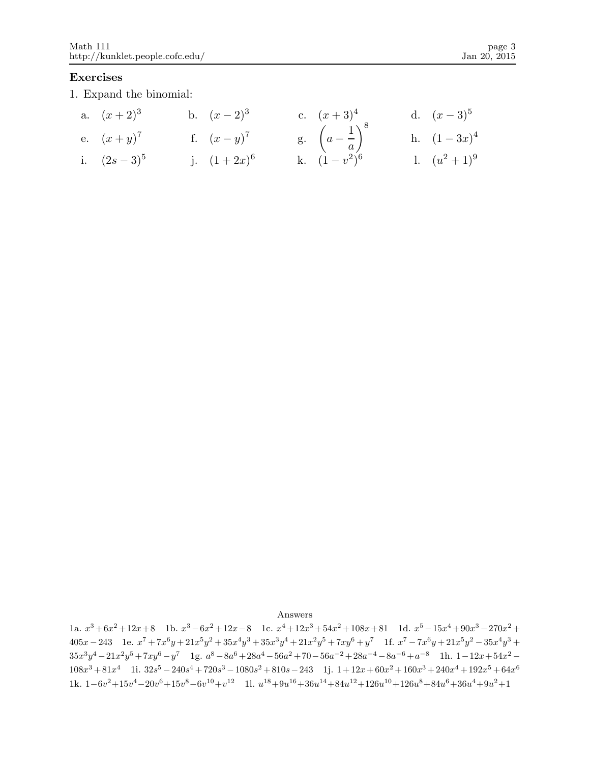## Exercises

1. Expand the binomial:

a. $(x+2)^3$ b. $(x-2)^3$ c. $(x+3)^4$ d. $(x-3)^5$

e. $(x+y)^7$ f. $(x-y)^7$ g. $\left(a-\dfrac{1}{a}\right)^8$ h. $(1-3x)^4$

i. $(2s-3)^5$ j. $(1+2x)^6$ k. $(1-v^2)^6$ l. $(u^2+1)^9$

Answers

1a. $x^3+6x^2+12x+8$ 1b. $x^3-6x^2+12x-8$ 1c. $x^4+12x^3+54x^2+108x+81$ 1d. $x^5-15x^4+90x^3-270x^2+405x-243$ 1e. $x^7+7x^6y+21x^5y^2+35x^4y^3+35x^3y^4+21x^2y^5+7xy^6+y^7$ 1f. $x^7-7x^6y+21x^5y^2-35x^4y^3+35x^3y^4-21x^2y^5+7xy^6-y^7$ 1g. $a^8-8a^6+28a^4-56a^2+70-56a^{-2}+28a^{-4}-8a^{-6}+a^{-8}$ 1h. $1-12x+54x^2-108x^3+81x^4$ 1i. $32s^5-240s^4+720s^3-1080s^2+810s-243$ 1j. $1+12x+60x^2+160x^3+240x^4+192x^5+64x^6$ 1k. $1-6v^2+15v^4-20v^6+15v^8-6v^{10}+v^{12}$ 1l. $u^{18}+9u^{16}+36u^{14}+84u^{12}+126u^{10}+126u^8+84u^6+36u^4+9u^2+1$